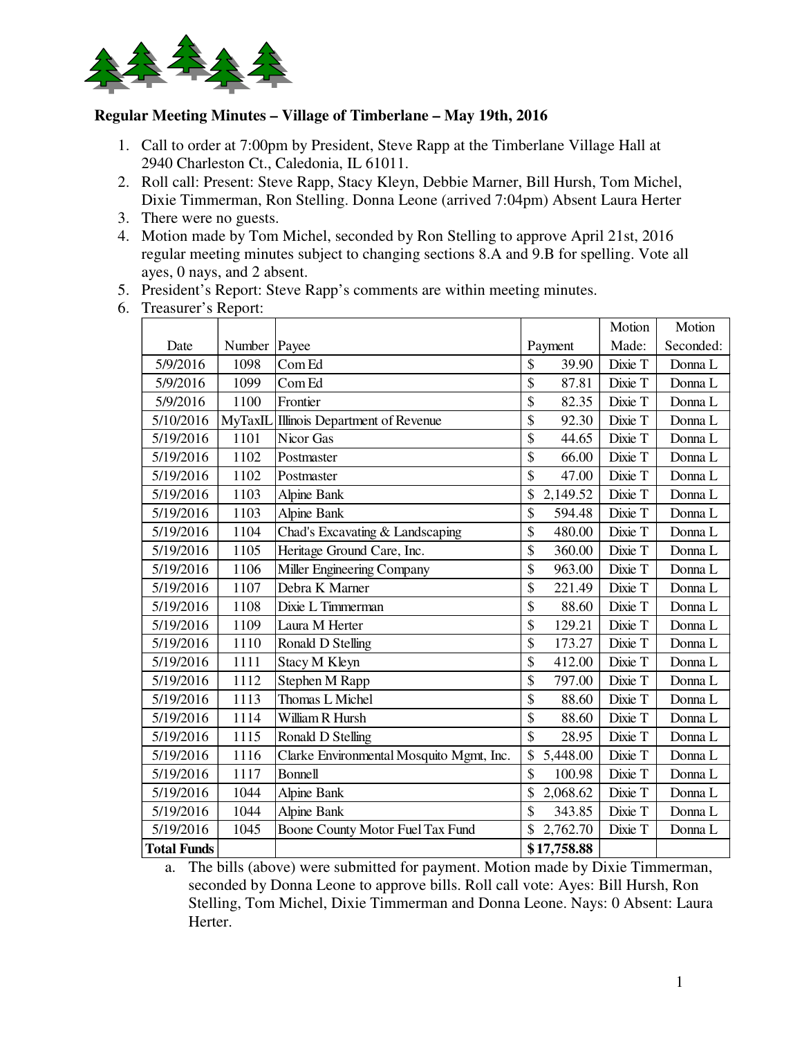**Regular Meeting Minutes – Village of Timberlane – May 19th, 2016**

1. Call to order at 7:00pm by President, Steve Rapp at the Timberlane Village Hall at 2940 Charleston Ct., Caledonia, IL 61011.
2. Roll call: Present: Steve Rapp, Stacy Kleyn, Debbie Marner, Bill Hursh, Tom Michel, Dixie Timmerman, Ron Stelling. Donna Leone (arrived 7:04pm) Absent Laura Herter
3. There were no guests.
4. Motion made by Tom Michel, seconded by Ron Stelling to approve April 21st, 2016 regular meeting minutes subject to changing sections 8.A and 9.B for spelling. Vote all ayes, 0 nays, and 2 absent.
5. President's Report: Steve Rapp's comments are within meeting minutes.
6. Treasurer's Report:

| Date | Number | Payee | Payment | Motion Made: | Motion Seconded: |
|---|---|---|---|---|---|
| 5/9/2016 | 1098 | Com Ed | $ 39.90 | Dixie T | Donna L |
| 5/9/2016 | 1099 | Com Ed | $ 87.81 | Dixie T | Donna L |
| 5/9/2016 | 1100 | Frontier | $ 82.35 | Dixie T | Donna L |
| 5/10/2016 | MyTaxIL | Illinois Department of Revenue | $ 92.30 | Dixie T | Donna L |
| 5/19/2016 | 1101 | Nicor Gas | $ 44.65 | Dixie T | Donna L |
| 5/19/2016 | 1102 | Postmaster | $ 66.00 | Dixie T | Donna L |
| 5/19/2016 | 1102 | Postmaster | $ 47.00 | Dixie T | Donna L |
| 5/19/2016 | 1103 | Alpine Bank | $ 2,149.52 | Dixie T | Donna L |
| 5/19/2016 | 1103 | Alpine Bank | $ 594.48 | Dixie T | Donna L |
| 5/19/2016 | 1104 | Chad's Excavating & Landscaping | $ 480.00 | Dixie T | Donna L |
| 5/19/2016 | 1105 | Heritage Ground Care, Inc. | $ 360.00 | Dixie T | Donna L |
| 5/19/2016 | 1106 | Miller Engineering Company | $ 963.00 | Dixie T | Donna L |
| 5/19/2016 | 1107 | Debra K Marner | $ 221.49 | Dixie T | Donna L |
| 5/19/2016 | 1108 | Dixie L Timmerman | $ 88.60 | Dixie T | Donna L |
| 5/19/2016 | 1109 | Laura M Herter | $ 129.21 | Dixie T | Donna L |
| 5/19/2016 | 1110 | Ronald D Stelling | $ 173.27 | Dixie T | Donna L |
| 5/19/2016 | 1111 | Stacy M Kleyn | $ 412.00 | Dixie T | Donna L |
| 5/19/2016 | 1112 | Stephen M Rapp | $ 797.00 | Dixie T | Donna L |
| 5/19/2016 | 1113 | Thomas L Michel | $ 88.60 | Dixie T | Donna L |
| 5/19/2016 | 1114 | William R Hursh | $ 88.60 | Dixie T | Donna L |
| 5/19/2016 | 1115 | Ronald D Stelling | $ 28.95 | Dixie T | Donna L |
| 5/19/2016 | 1116 | Clarke Environmental Mosquito Mgmt, Inc. | $ 5,448.00 | Dixie T | Donna L |
| 5/19/2016 | 1117 | Bonnell | $ 100.98 | Dixie T | Donna L |
| 5/19/2016 | 1044 | Alpine Bank | $ 2,068.62 | Dixie T | Donna L |
| 5/19/2016 | 1044 | Alpine Bank | $ 343.85 | Dixie T | Donna L |
| 5/19/2016 | 1045 | Boone County Motor Fuel Tax Fund | $ 2,762.70 | Dixie T | Donna L |
| **Total Funds** | | | **$17,758.88** | | |

   a. The bills (above) were submitted for payment. Motion made by Dixie Timmerman, seconded by Donna Leone to approve bills. Roll call vote: Ayes: Bill Hursh, Ron Stelling, Tom Michel, Dixie Timmerman and Donna Leone. Nays: 0 Absent: Laura Herter.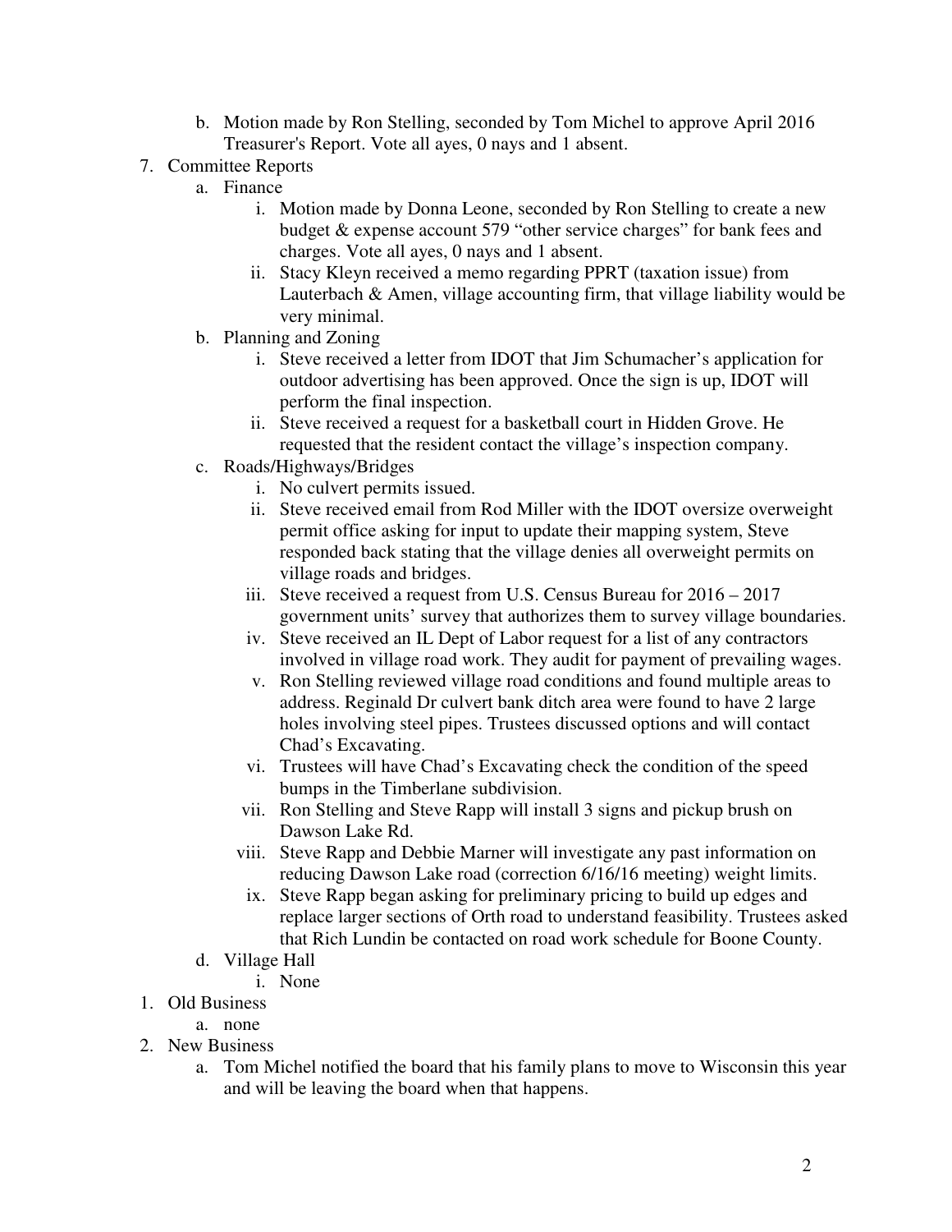b. Motion made by Ron Stelling, seconded by Tom Michel to approve April 2016 Treasurer's Report. Vote all ayes, 0 nays and 1 absent.

7. Committee Reports
   a. Finance
      i. Motion made by Donna Leone, seconded by Ron Stelling to create a new budget & expense account 579 "other service charges" for bank fees and charges. Vote all ayes, 0 nays and 1 absent.
      ii. Stacy Kleyn received a memo regarding PPRT (taxation issue) from Lauterbach & Amen, village accounting firm, that village liability would be very minimal.
   b. Planning and Zoning
      i. Steve received a letter from IDOT that Jim Schumacher's application for outdoor advertising has been approved. Once the sign is up, IDOT will perform the final inspection.
      ii. Steve received a request for a basketball court in Hidden Grove. He requested that the resident contact the village's inspection company.
   c. Roads/Highways/Bridges
      i. No culvert permits issued.
      ii. Steve received email from Rod Miller with the IDOT oversize overweight permit office asking for input to update their mapping system, Steve responded back stating that the village denies all overweight permits on village roads and bridges.
      iii. Steve received a request from U.S. Census Bureau for 2016 – 2017 government units' survey that authorizes them to survey village boundaries.
      iv. Steve received an IL Dept of Labor request for a list of any contractors involved in village road work. They audit for payment of prevailing wages.
      v. Ron Stelling reviewed village road conditions and found multiple areas to address. Reginald Dr culvert bank ditch area were found to have 2 large holes involving steel pipes. Trustees discussed options and will contact Chad's Excavating.
      vi. Trustees will have Chad's Excavating check the condition of the speed bumps in the Timberlane subdivision.
      vii. Ron Stelling and Steve Rapp will install 3 signs and pickup brush on Dawson Lake Rd.
      viii. Steve Rapp and Debbie Marner will investigate any past information on reducing Dawson Lake road (correction 6/16/16 meeting) weight limits.
      ix. Steve Rapp began asking for preliminary pricing to build up edges and replace larger sections of Orth road to understand feasibility. Trustees asked that Rich Lundin be contacted on road work schedule for Boone County.
   d. Village Hall
      i. None

1. Old Business
   a. none

2. New Business
   a. Tom Michel notified the board that his family plans to move to Wisconsin this year and will be leaving the board when that happens.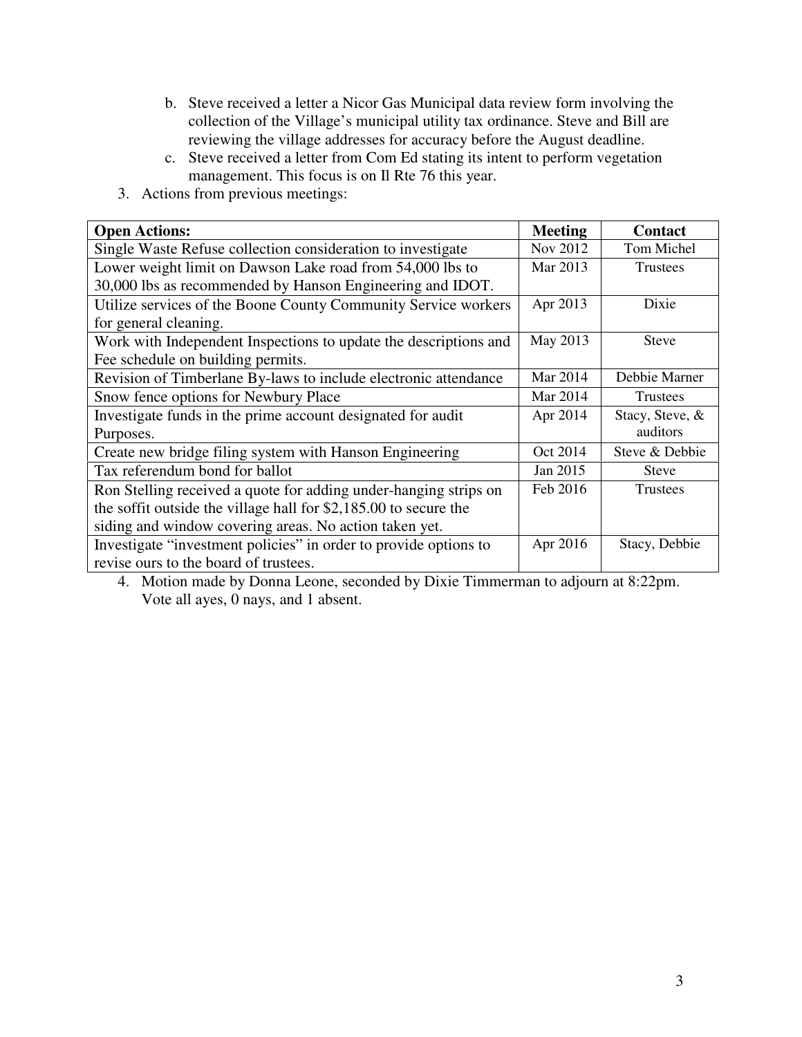b. Steve received a letter a Nicor Gas Municipal data review form involving the collection of the Village's municipal utility tax ordinance. Steve and Bill are reviewing the village addresses for accuracy before the August deadline.

c. Steve received a letter from Com Ed stating its intent to perform vegetation management. This focus is on Il Rte 76 this year.

3. Actions from previous meetings:

| Open Actions: | Meeting | Contact |
|---|---|---|
| Single Waste Refuse collection consideration to investigate | Nov 2012 | Tom Michel |
| Lower weight limit on Dawson Lake road from 54,000 lbs to 30,000 lbs as recommended by Hanson Engineering and IDOT. | Mar 2013 | Trustees |
| Utilize services of the Boone County Community Service workers for general cleaning. | Apr 2013 | Dixie |
| Work with Independent Inspections to update the descriptions and Fee schedule on building permits. | May 2013 | Steve |
| Revision of Timberlane By-laws to include electronic attendance | Mar 2014 | Debbie Marner |
| Snow fence options for Newbury Place | Mar 2014 | Trustees |
| Investigate funds in the prime account designated for audit Purposes. | Apr 2014 | Stacy, Steve, & auditors |
| Create new bridge filing system with Hanson Engineering | Oct 2014 | Steve & Debbie |
| Tax referendum bond for ballot | Jan 2015 | Steve |
| Ron Stelling received a quote for adding under-hanging strips on the soffit outside the village hall for $2,185.00 to secure the siding and window covering areas. No action taken yet. | Feb 2016 | Trustees |
| Investigate "investment policies" in order to provide options to revise ours to the board of trustees. | Apr 2016 | Stacy, Debbie |

4. Motion made by Donna Leone, seconded by Dixie Timmerman to adjourn at 8:22pm. Vote all ayes, 0 nays, and 1 absent.